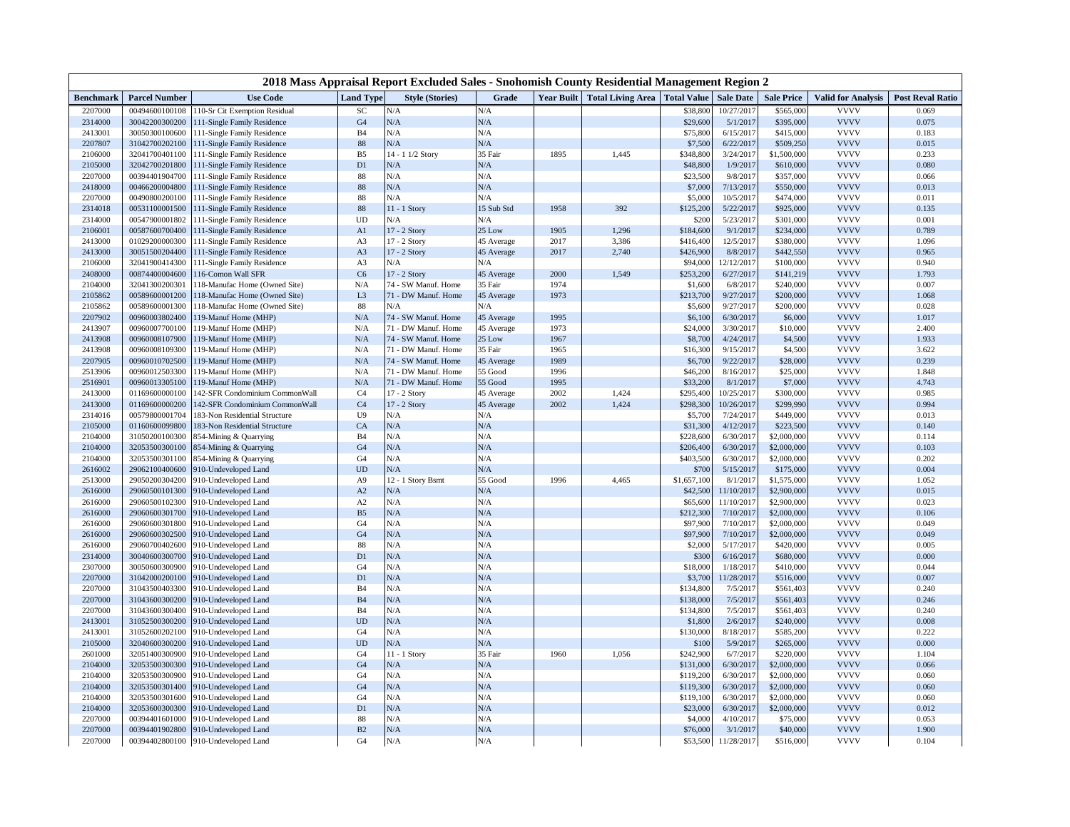# 2018 Mass Appraisal Report Excluded Sales - Snohomish County Residential Management Region 2

| Benchmark | Parcel Number | Use Code | Land Type | Style (Stories) | Grade | Year Built | Total Living Area | Total Value | Sale Date | Sale Price | Valid for Analysis | Post Reval Ratio |
|---|---|---|---|---|---|---|---|---|---|---|---|---|
| 2207000 | 00494600100108 | 110-Sr Cit Exemption Residual | SC | N/A | N/A | | | $38,800 | 10/27/2017 | $565,000 | VVVV | 0.069 |
| 2314000 | 30042200300200 | 111-Single Family Residence | G4 | N/A | N/A | | | $29,600 | 5/1/2017 | $395,000 | VVVV | 0.075 |
| 2413001 | 30050300100600 | 111-Single Family Residence | B4 | N/A | N/A | | | $75,800 | 6/15/2017 | $415,000 | VVVV | 0.183 |
| 2207807 | 31042700202100 | 111-Single Family Residence | 88 | N/A | N/A | | | $7,500 | 6/22/2017 | $509,250 | VVVV | 0.015 |
| 2106000 | 32041700401100 | 111-Single Family Residence | B5 | 14 - 1 1/2 Story | 35 Fair | 1895 | 1,445 | $348,800 | 3/24/2017 | $1,500,000 | VVVV | 0.233 |
| 2105000 | 32042700201800 | 111-Single Family Residence | D1 | N/A | N/A | | | $48,800 | 1/9/2017 | $610,000 | VVVV | 0.080 |
| 2207000 | 00394401904700 | 111-Single Family Residence | 88 | N/A | N/A | | | $23,500 | 9/8/2017 | $357,000 | VVVV | 0.066 |
| 2418000 | 00466200004800 | 111-Single Family Residence | 88 | N/A | N/A | | | $7,000 | 7/13/2017 | $550,000 | VVVV | 0.013 |
| 2207000 | 00490800200100 | 111-Single Family Residence | 88 | N/A | N/A | | | $5,000 | 10/5/2017 | $474,000 | VVVV | 0.011 |
| 2314018 | 00531100001500 | 111-Single Family Residence | 88 | 11 - 1 Story | 15 Sub Std | 1958 | 392 | $125,200 | 5/22/2017 | $925,000 | VVVV | 0.135 |
| 2314000 | 00547900001802 | 111-Single Family Residence | UD | N/A | N/A | | | $200 | 5/23/2017 | $301,000 | VVVV | 0.001 |
| 2106001 | 00587600700400 | 111-Single Family Residence | A1 | 17 - 2 Story | 25 Low | 1905 | 1,296 | $184,600 | 9/1/2017 | $234,000 | VVVV | 0.789 |
| 2413000 | 01029200000300 | 111-Single Family Residence | A3 | 17 - 2 Story | 45 Average | 2017 | 3,386 | $416,400 | 12/5/2017 | $380,000 | VVVV | 1.096 |
| 2413000 | 30051500204400 | 111-Single Family Residence | A3 | 17 - 2 Story | 45 Average | 2017 | 2,740 | $426,900 | 8/8/2017 | $442,550 | VVVV | 0.965 |
| 2106000 | 32041900414300 | 111-Single Family Residence | A3 | N/A | N/A | | | $94,000 | 12/12/2017 | $100,000 | VVVV | 0.940 |
| 2408000 | 00874400004600 | 116-Comon Wall SFR | C6 | 17 - 2 Story | 45 Average | 2000 | 1,549 | $253,200 | 6/27/2017 | $141,219 | VVVV | 1.793 |
| 2104000 | 32041300200301 | 118-Manufac Home (Owned Site) | N/A | 74 - SW Manuf. Home | 35 Fair | 1974 | | $1,600 | 6/8/2017 | $240,000 | VVVV | 0.007 |
| 2105862 | 00589600001200 | 118-Manufac Home (Owned Site) | L3 | 71 - DW Manuf. Home | 45 Average | 1973 | | $213,700 | 9/27/2017 | $200,000 | VVVV | 1.068 |
| 2105862 | 00589600001300 | 118-Manufac Home (Owned Site) | 88 | N/A | N/A | | | $5,600 | 9/27/2017 | $200,000 | VVVV | 0.028 |
| 2207902 | 00960003802400 | 119-Manuf Home (MHP) | N/A | 74 - SW Manuf. Home | 45 Average | 1995 | | $6,100 | 6/30/2017 | $6,000 | VVVV | 1.017 |
| 2413907 | 00960007700100 | 119-Manuf Home (MHP) | N/A | 71 - DW Manuf. Home | 45 Average | 1973 | | $24,000 | 3/30/2017 | $10,000 | VVVV | 2.400 |
| 2413908 | 00960008107900 | 119-Manuf Home (MHP) | N/A | 74 - SW Manuf. Home | 25 Low | 1967 | | $8,700 | 4/24/2017 | $4,500 | VVVV | 1.933 |
| 2413908 | 00960008109300 | 119-Manuf Home (MHP) | N/A | 71 - DW Manuf. Home | 35 Fair | 1965 | | $16,300 | 9/15/2017 | $4,500 | VVVV | 3.622 |
| 2207905 | 00960010702500 | 119-Manuf Home (MHP) | N/A | 74 - SW Manuf. Home | 45 Average | 1989 | | $6,700 | 9/22/2017 | $28,000 | VVVV | 0.239 |
| 2513906 | 00960012503300 | 119-Manuf Home (MHP) | N/A | 71 - DW Manuf. Home | 55 Good | 1996 | | $46,200 | 8/16/2017 | $25,000 | VVVV | 1.848 |
| 2516901 | 00960013305100 | 119-Manuf Home (MHP) | N/A | 71 - DW Manuf. Home | 55 Good | 1995 | | $33,200 | 8/1/2017 | $7,000 | VVVV | 4.743 |
| 2413000 | 01169600000100 | 142-SFR Condominium CommonWall | C4 | 17 - 2 Story | 45 Average | 2002 | 1,424 | $295,400 | 10/25/2017 | $300,000 | VVVV | 0.985 |
| 2413000 | 01169600000200 | 142-SFR Condominium CommonWall | C4 | 17 - 2 Story | 45 Average | 2002 | 1,424 | $298,300 | 10/26/2017 | $299,990 | VVVV | 0.994 |
| 2314016 | 00579800001704 | 183-Non Residential Structure | U9 | N/A | N/A | | | $5,700 | 7/24/2017 | $449,000 | VVVV | 0.013 |
| 2105000 | 01160600099800 | 183-Non Residential Structure | CA | N/A | N/A | | | $31,300 | 4/12/2017 | $223,500 | VVVV | 0.140 |
| 2104000 | 31050200100300 | 854-Mining & Quarrying | B4 | N/A | N/A | | | $228,600 | 6/30/2017 | $2,000,000 | VVVV | 0.114 |
| 2104000 | 32053500300100 | 854-Mining & Quarrying | G4 | N/A | N/A | | | $206,400 | 6/30/2017 | $2,000,000 | VVVV | 0.103 |
| 2104000 | 32053500301100 | 854-Mining & Quarrying | G4 | N/A | N/A | | | $403,500 | 6/30/2017 | $2,000,000 | VVVV | 0.202 |
| 2616002 | 29062100400600 | 910-Undeveloped Land | UD | N/A | N/A | | | $700 | 5/15/2017 | $175,000 | VVVV | 0.004 |
| 2513000 | 29050200304200 | 910-Undeveloped Land | A9 | 12 - 1 Story Bsmt | 55 Good | 1996 | 4,465 | $1,657,100 | 8/1/2017 | $1,575,000 | VVVV | 1.052 |
| 2616000 | 29060500101300 | 910-Undeveloped Land | A2 | N/A | N/A | | | $42,500 | 11/10/2017 | $2,900,000 | VVVV | 0.015 |
| 2616000 | 29060500102300 | 910-Undeveloped Land | A2 | N/A | N/A | | | $65,600 | 11/10/2017 | $2,900,000 | VVVV | 0.023 |
| 2616000 | 29060600301700 | 910-Undeveloped Land | B5 | N/A | N/A | | | $212,300 | 7/10/2017 | $2,000,000 | VVVV | 0.106 |
| 2616000 | 29060600301800 | 910-Undeveloped Land | G4 | N/A | N/A | | | $97,900 | 7/10/2017 | $2,000,000 | VVVV | 0.049 |
| 2616000 | 29060600302500 | 910-Undeveloped Land | G4 | N/A | N/A | | | $97,900 | 7/10/2017 | $2,000,000 | VVVV | 0.049 |
| 2616000 | 29060700402600 | 910-Undeveloped Land | 88 | N/A | N/A | | | $2,000 | 5/17/2017 | $420,000 | VVVV | 0.005 |
| 2314000 | 30040600300700 | 910-Undeveloped Land | D1 | N/A | N/A | | | $300 | 6/16/2017 | $680,000 | VVVV | 0.000 |
| 2307000 | 30050600300900 | 910-Undeveloped Land | G4 | N/A | N/A | | | $18,000 | 1/18/2017 | $410,000 | VVVV | 0.044 |
| 2207000 | 31042000200100 | 910-Undeveloped Land | D1 | N/A | N/A | | | $3,700 | 11/28/2017 | $516,000 | VVVV | 0.007 |
| 2207000 | 31043500403300 | 910-Undeveloped Land | B4 | N/A | N/A | | | $134,800 | 7/5/2017 | $561,403 | VVVV | 0.240 |
| 2207000 | 31043600300200 | 910-Undeveloped Land | B4 | N/A | N/A | | | $138,000 | 7/5/2017 | $561,403 | VVVV | 0.246 |
| 2207000 | 31043600300400 | 910-Undeveloped Land | B4 | N/A | N/A | | | $134,800 | 7/5/2017 | $561,403 | VVVV | 0.240 |
| 2413001 | 31052500300200 | 910-Undeveloped Land | UD | N/A | N/A | | | $1,800 | 2/6/2017 | $240,000 | VVVV | 0.008 |
| 2413001 | 31052600202100 | 910-Undeveloped Land | G4 | N/A | N/A | | | $130,000 | 8/18/2017 | $585,200 | VVVV | 0.222 |
| 2105000 | 32040600300200 | 910-Undeveloped Land | UD | N/A | N/A | | | $100 | 5/9/2017 | $265,000 | VVVV | 0.000 |
| 2601000 | 32051400300900 | 910-Undeveloped Land | G4 | 11 - 1 Story | 35 Fair | 1960 | 1,056 | $242,900 | 6/7/2017 | $220,000 | VVVV | 1.104 |
| 2104000 | 32053500300300 | 910-Undeveloped Land | G4 | N/A | N/A | | | $131,000 | 6/30/2017 | $2,000,000 | VVVV | 0.066 |
| 2104000 | 32053500300900 | 910-Undeveloped Land | G4 | N/A | N/A | | | $119,200 | 6/30/2017 | $2,000,000 | VVVV | 0.060 |
| 2104000 | 32053500301400 | 910-Undeveloped Land | G4 | N/A | N/A | | | $119,300 | 6/30/2017 | $2,000,000 | VVVV | 0.060 |
| 2104000 | 32053500301600 | 910-Undeveloped Land | G4 | N/A | N/A | | | $119,100 | 6/30/2017 | $2,000,000 | VVVV | 0.060 |
| 2104000 | 32053600300300 | 910-Undeveloped Land | D1 | N/A | N/A | | | $23,000 | 6/30/2017 | $2,000,000 | VVVV | 0.012 |
| 2207000 | 00394401601000 | 910-Undeveloped Land | 88 | N/A | N/A | | | $4,000 | 4/10/2017 | $75,000 | VVVV | 0.053 |
| 2207000 | 00394401902800 | 910-Undeveloped Land | B2 | N/A | N/A | | | $76,000 | 3/1/2017 | $40,000 | VVVV | 1.900 |
| 2207000 | 00394402800100 | 910-Undeveloped Land | G4 | N/A | N/A | | | $53,500 | 11/28/2017 | $516,000 | VVVV | 0.104 |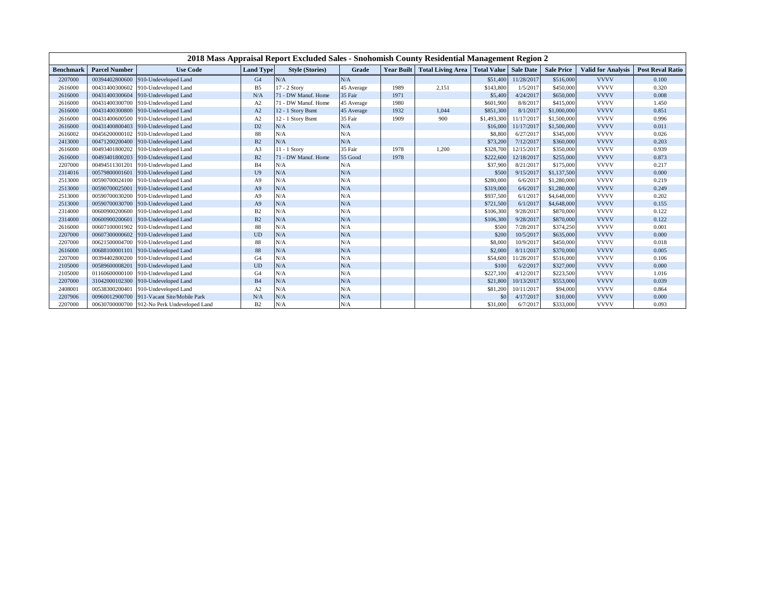## 2018 Mass Appraisal Report Excluded Sales - Snohomish County Residential Management Region 2

| Benchmark | Parcel Number | Use Code | Land Type | Style (Stories) | Grade | Year Built | Total Living Area | Total Value | Sale Date | Sale Price | Valid for Analysis | Post Reval Ratio |
|---|---|---|---|---|---|---|---|---|---|---|---|---|
| 2207000 | 00394402800600 | 910-Undeveloped Land | G4 | N/A | N/A | | | $51,400 | 11/28/2017 | $516,000 | VVVV | 0.100 |
| 2616000 | 00431400300602 | 910-Undeveloped Land | B5 | 17 - 2 Story | 45 Average | 1989 | 2,151 | $143,800 | 1/5/2017 | $450,000 | VVVV | 0.320 |
| 2616000 | 00431400300604 | 910-Undeveloped Land | N/A | 71 - DW Manuf. Home | 35 Fair | 1971 | | $5,400 | 4/24/2017 | $650,000 | VVVV | 0.008 |
| 2616000 | 00431400300700 | 910-Undeveloped Land | A2 | 71 - DW Manuf. Home | 45 Average | 1980 | | $601,900 | 8/8/2017 | $415,000 | VVVV | 1.450 |
| 2616000 | 00431400300800 | 910-Undeveloped Land | A2 | 12 - 1 Story Bsmt | 45 Average | 1932 | 1,044 | $851,300 | 8/1/2017 | $1,000,000 | VVVV | 0.851 |
| 2616000 | 00431400600500 | 910-Undeveloped Land | A2 | 12 - 1 Story Bsmt | 35 Fair | 1909 | 900 | $1,493,300 | 11/17/2017 | $1,500,000 | VVVV | 0.996 |
| 2616000 | 00431400800403 | 910-Undeveloped Land | D2 | N/A | N/A | | | $16,000 | 11/17/2017 | $1,500,000 | VVVV | 0.011 |
| 2616002 | 00456200000102 | 910-Undeveloped Land | 88 | N/A | N/A | | | $8,800 | 6/27/2017 | $345,000 | VVVV | 0.026 |
| 2413000 | 00471200200400 | 910-Undeveloped Land | B2 | N/A | N/A | | | $73,200 | 7/12/2017 | $360,000 | VVVV | 0.203 |
| 2616000 | 00493401800202 | 910-Undeveloped Land | A3 | 11 - 1 Story | 35 Fair | 1978 | 1,200 | $328,700 | 12/15/2017 | $350,000 | VVVV | 0.939 |
| 2616000 | 00493401800203 | 910-Undeveloped Land | B2 | 71 - DW Manuf. Home | 55 Good | 1978 | | $222,600 | 12/18/2017 | $255,000 | VVVV | 0.873 |
| 2207000 | 00494511301201 | 910-Undeveloped Land | B4 | N/A | N/A | | | $37,900 | 8/21/2017 | $175,000 | VVVV | 0.217 |
| 2314016 | 00579800001601 | 910-Undeveloped Land | U9 | N/A | N/A | | | $500 | 9/15/2017 | $1,137,500 | VVVV | 0.000 |
| 2513000 | 00590700024100 | 910-Undeveloped Land | A9 | N/A | N/A | | | $280,000 | 6/6/2017 | $1,280,000 | VVVV | 0.219 |
| 2513000 | 00590700025001 | 910-Undeveloped Land | A9 | N/A | N/A | | | $319,000 | 6/6/2017 | $1,280,000 | VVVV | 0.249 |
| 2513000 | 00590700030200 | 910-Undeveloped Land | A9 | N/A | N/A | | | $937,500 | 6/1/2017 | $4,648,000 | VVVV | 0.202 |
| 2513000 | 00590700030700 | 910-Undeveloped Land | A9 | N/A | N/A | | | $721,500 | 6/1/2017 | $4,648,000 | VVVV | 0.155 |
| 2314000 | 00600900200600 | 910-Undeveloped Land | B2 | N/A | N/A | | | $106,300 | 9/28/2017 | $870,000 | VVVV | 0.122 |
| 2314000 | 00600900200601 | 910-Undeveloped Land | B2 | N/A | N/A | | | $106,300 | 9/28/2017 | $870,000 | VVVV | 0.122 |
| 2616000 | 00607100001902 | 910-Undeveloped Land | 88 | N/A | N/A | | | $500 | 7/28/2017 | $374,250 | VVVV | 0.001 |
| 2207000 | 00607300000602 | 910-Undeveloped Land | UD | N/A | N/A | | | $200 | 10/5/2017 | $635,000 | VVVV | 0.000 |
| 2207000 | 00621500004700 | 910-Undeveloped Land | 88 | N/A | N/A | | | $8,000 | 10/9/2017 | $450,000 | VVVV | 0.018 |
| 2616000 | 00688100001101 | 910-Undeveloped Land | 88 | N/A | N/A | | | $2,000 | 8/11/2017 | $370,000 | VVVV | 0.005 |
| 2207000 | 00394402800200 | 910-Undeveloped Land | G4 | N/A | N/A | | | $54,600 | 11/28/2017 | $516,000 | VVVV | 0.106 |
| 2105000 | 00589600008201 | 910-Undeveloped Land | UD | N/A | N/A | | | $100 | 6/2/2017 | $327,000 | VVVV | 0.000 |
| 2105000 | 01160600000100 | 910-Undeveloped Land | G4 | N/A | N/A | | | $227,100 | 4/12/2017 | $223,500 | VVVV | 1.016 |
| 2207000 | 31042000102300 | 910-Undeveloped Land | B4 | N/A | N/A | | | $21,800 | 10/13/2017 | $553,000 | VVVV | 0.039 |
| 2408001 | 00538300200401 | 910-Undeveloped Land | A2 | N/A | N/A | | | $81,200 | 10/11/2017 | $94,000 | VVVV | 0.864 |
| 2207906 | 00960012900700 | 911-Vacant Site/Mobile Park | N/A | N/A | N/A | | | $0 | 4/17/2017 | $10,000 | VVVV | 0.000 |
| 2207000 | 00630700000700 | 912-No Perk Undeveloped Land | B2 | N/A | N/A | | | $31,000 | 6/7/2017 | $333,000 | VVVV | 0.093 |